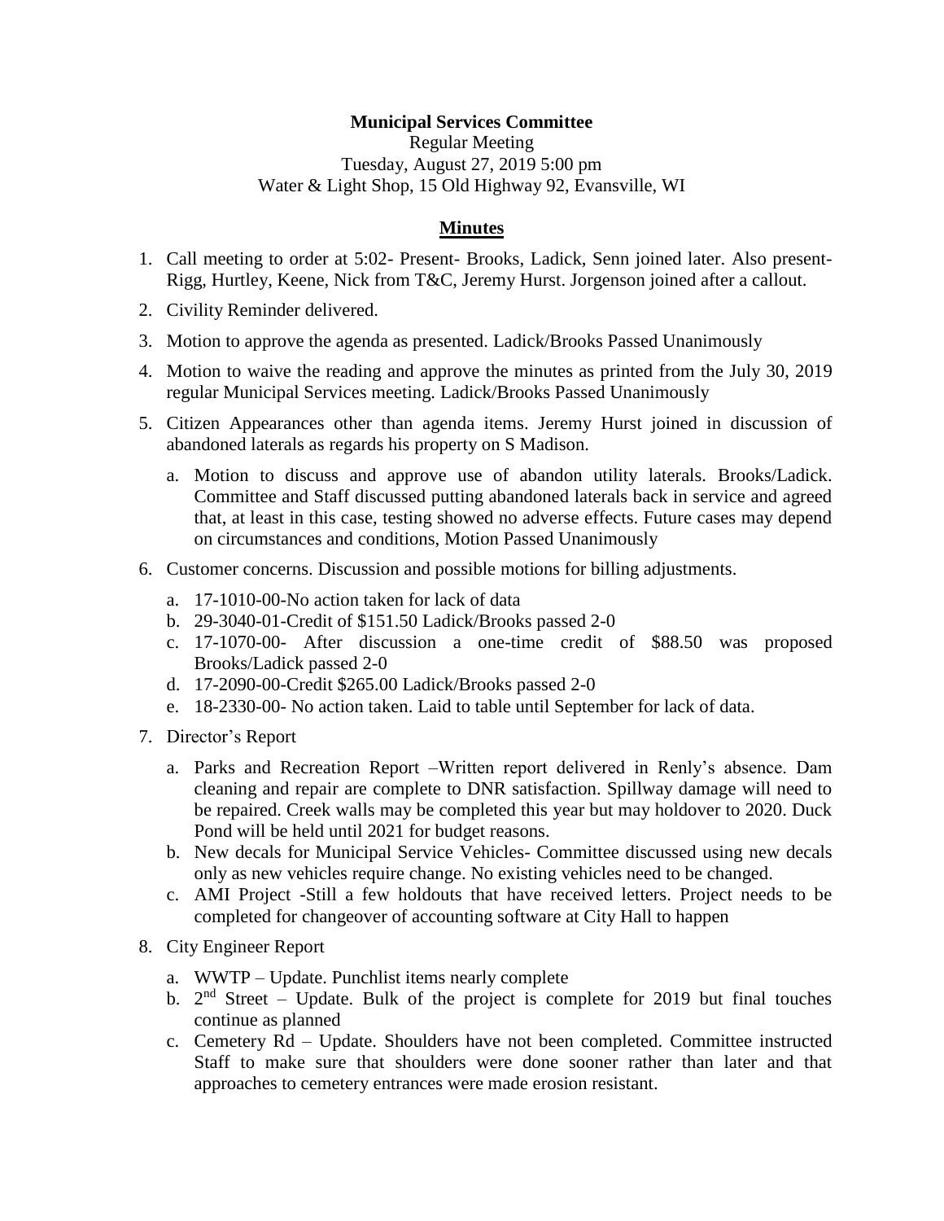**Municipal Services Committee**

Regular Meeting
Tuesday, August 27, 2019 5:00 pm
Water & Light Shop, 15 Old Highway 92, Evansville, WI

**Minutes**

1. Call meeting to order at 5:02- Present- Brooks, Ladick, Senn joined later. Also present- Rigg, Hurtley, Keene, Nick from T&C, Jeremy Hurst. Jorgenson joined after a callout.
2. Civility Reminder delivered.
3. Motion to approve the agenda as presented. Ladick/Brooks Passed Unanimously
4. Motion to waive the reading and approve the minutes as printed from the July 30, 2019 regular Municipal Services meeting. Ladick/Brooks Passed Unanimously
5. Citizen Appearances other than agenda items. Jeremy Hurst joined in discussion of abandoned laterals as regards his property on S Madison.
   a. Motion to discuss and approve use of abandon utility laterals. Brooks/Ladick. Committee and Staff discussed putting abandoned laterals back in service and agreed that, at least in this case, testing showed no adverse effects. Future cases may depend on circumstances and conditions, Motion Passed Unanimously
6. Customer concerns. Discussion and possible motions for billing adjustments.
   a. 17-1010-00-No action taken for lack of data
   b. 29-3040-01-Credit of $151.50 Ladick/Brooks passed 2-0
   c. 17-1070-00- After discussion a one-time credit of $88.50 was proposed Brooks/Ladick passed 2-0
   d. 17-2090-00-Credit $265.00 Ladick/Brooks passed 2-0
   e. 18-2330-00- No action taken. Laid to table until September for lack of data.
7. Director's Report
   a. Parks and Recreation Report –Written report delivered in Renly's absence. Dam cleaning and repair are complete to DNR satisfaction. Spillway damage will need to be repaired. Creek walls may be completed this year but may holdover to 2020. Duck Pond will be held until 2021 for budget reasons.
   b. New decals for Municipal Service Vehicles- Committee discussed using new decals only as new vehicles require change. No existing vehicles need to be changed.
   c. AMI Project -Still a few holdouts that have received letters. Project needs to be completed for changeover of accounting software at City Hall to happen
8. City Engineer Report
   a. WWTP – Update. Punchlist items nearly complete
   b. 2nd Street – Update. Bulk of the project is complete for 2019 but final touches continue as planned
   c. Cemetery Rd – Update. Shoulders have not been completed. Committee instructed Staff to make sure that shoulders were done sooner rather than later and that approaches to cemetery entrances were made erosion resistant.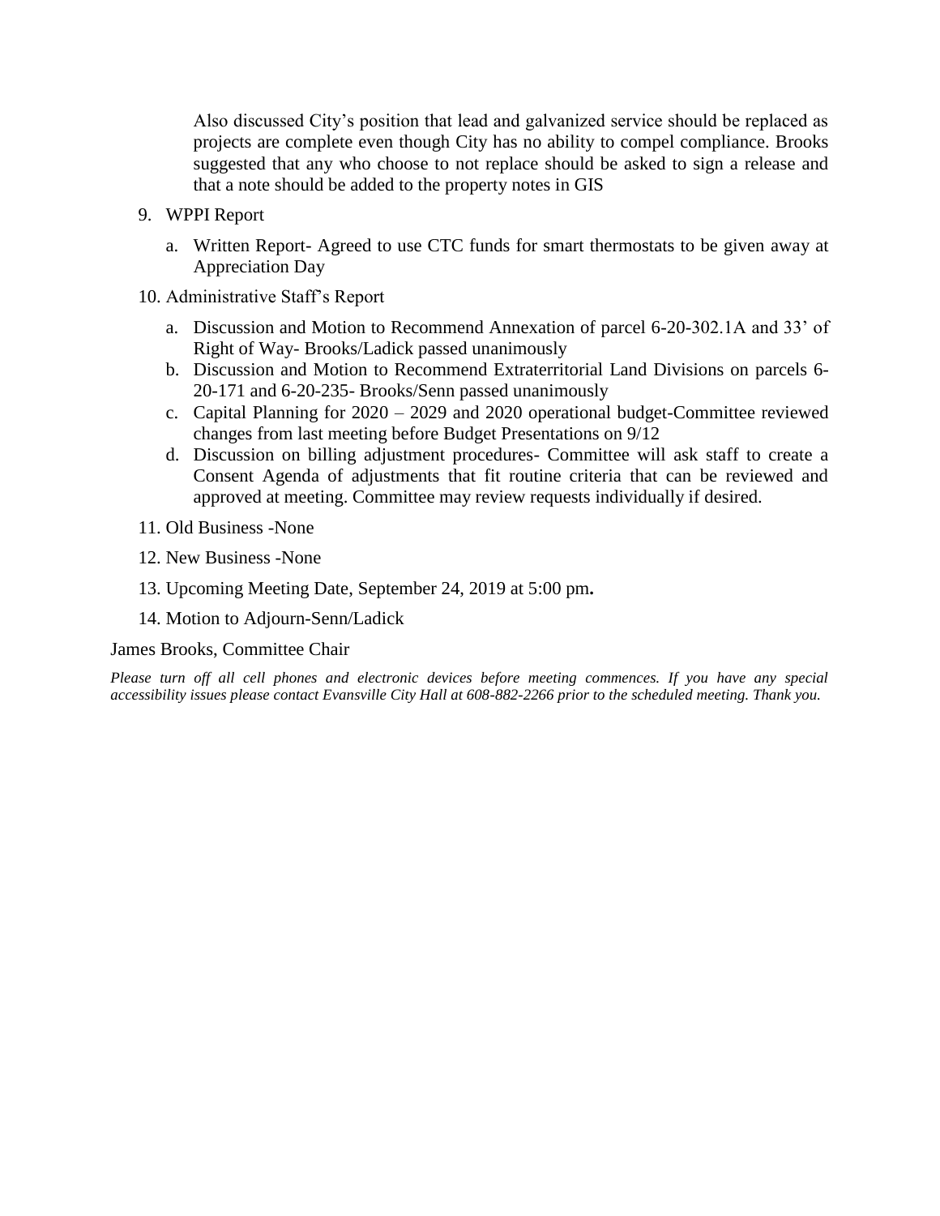Also discussed City's position that lead and galvanized service should be replaced as projects are complete even though City has no ability to compel compliance. Brooks suggested that any who choose to not replace should be asked to sign a release and that a note should be added to the property notes in GIS

9. WPPI Report
   a. Written Report- Agreed to use CTC funds for smart thermostats to be given away at Appreciation Day
10. Administrative Staff's Report
   a. Discussion and Motion to Recommend Annexation of parcel 6-20-302.1A and 33' of Right of Way- Brooks/Ladick passed unanimously
   b. Discussion and Motion to Recommend Extraterritorial Land Divisions on parcels 6-20-171 and 6-20-235- Brooks/Senn passed unanimously
   c. Capital Planning for 2020 – 2029 and 2020 operational budget-Committee reviewed changes from last meeting before Budget Presentations on 9/12
   d. Discussion on billing adjustment procedures- Committee will ask staff to create a Consent Agenda of adjustments that fit routine criteria that can be reviewed and approved at meeting. Committee may review requests individually if desired.
11. Old Business -None
12. New Business -None
13. Upcoming Meeting Date, September 24, 2019 at 5:00 pm**.**
14. Motion to Adjourn-Senn/Ladick

James Brooks, Committee Chair

*Please turn off all cell phones and electronic devices before meeting commences. If you have any special accessibility issues please contact Evansville City Hall at 608-882-2266 prior to the scheduled meeting. Thank you.*